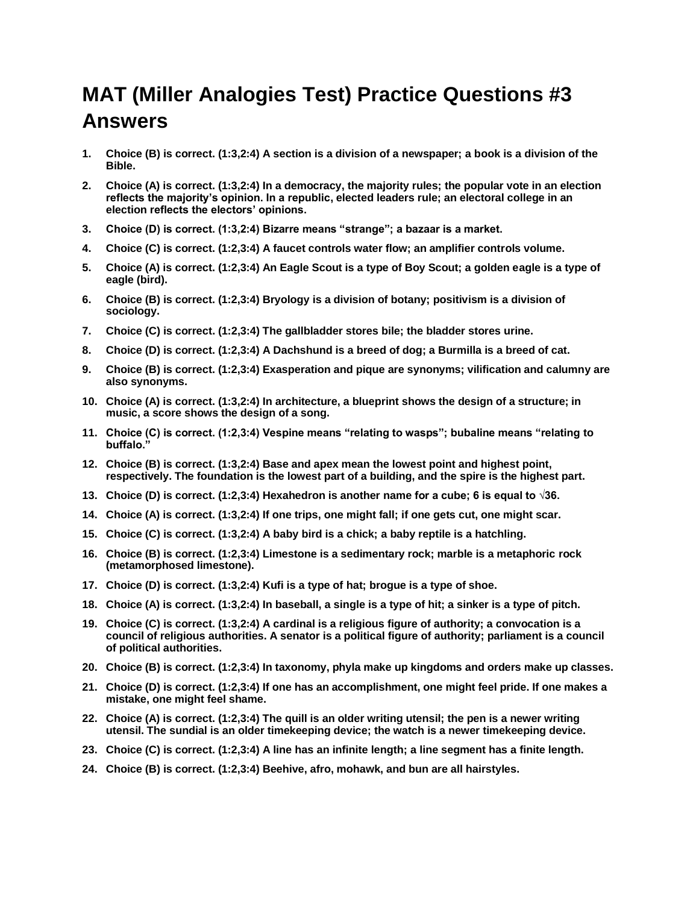# MAT (Miller Analogies Test) Practice Questions #3 Answers

1. **Choice (B) is correct. (1:3,2:4) A section is a division of a newspaper; a book is a division of the Bible.**
2. **Choice (A) is correct. (1:3,2:4) In a democracy, the majority rules; the popular vote in an election reflects the majority's opinion. In a republic, elected leaders rule; an electoral college in an election reflects the electors' opinions.**
3. **Choice (D) is correct. (1:3,2:4) Bizarre means "strange"; a bazaar is a market.**
4. **Choice (C) is correct. (1:2,3:4) A faucet controls water flow; an amplifier controls volume.**
5. **Choice (A) is correct. (1:2,3:4) An Eagle Scout is a type of Boy Scout; a golden eagle is a type of eagle (bird).**
6. **Choice (B) is correct. (1:2,3:4) Bryology is a division of botany; positivism is a division of sociology.**
7. **Choice (C) is correct. (1:2,3:4) The gallbladder stores bile; the bladder stores urine.**
8. **Choice (D) is correct. (1:2,3:4) A Dachshund is a breed of dog; a Burmilla is a breed of cat.**
9. **Choice (B) is correct. (1:2,3:4) Exasperation and pique are synonyms; vilification and calumny are also synonyms.**
10. **Choice (A) is correct. (1:3,2:4) In architecture, a blueprint shows the design of a structure; in music, a score shows the design of a song.**
11. **Choice (C) is correct. (1:2,3:4) Vespine means "relating to wasps"; bubaline means "relating to buffalo."**
12. **Choice (B) is correct. (1:3,2:4) Base and apex mean the lowest point and highest point, respectively. The foundation is the lowest part of a building, and the spire is the highest part.**
13. **Choice (D) is correct. (1:2,3:4) Hexahedron is another name for a cube; 6 is equal to $\sqrt{36}$.**
14. **Choice (A) is correct. (1:3,2:4) If one trips, one might fall; if one gets cut, one might scar.**
15. **Choice (C) is correct. (1:3,2:4) A baby bird is a chick; a baby reptile is a hatchling.**
16. **Choice (B) is correct. (1:2,3:4) Limestone is a sedimentary rock; marble is a metaphoric rock (metamorphosed limestone).**
17. **Choice (D) is correct. (1:3,2:4) Kufi is a type of hat; brogue is a type of shoe.**
18. **Choice (A) is correct. (1:3,2:4) In baseball, a single is a type of hit; a sinker is a type of pitch.**
19. **Choice (C) is correct. (1:3,2:4) A cardinal is a religious figure of authority; a convocation is a council of religious authorities. A senator is a political figure of authority; parliament is a council of political authorities.**
20. **Choice (B) is correct. (1:2,3:4) In taxonomy, phyla make up kingdoms and orders make up classes.**
21. **Choice (D) is correct. (1:2,3:4) If one has an accomplishment, one might feel pride. If one makes a mistake, one might feel shame.**
22. **Choice (A) is correct. (1:2,3:4) The quill is an older writing utensil; the pen is a newer writing utensil. The sundial is an older timekeeping device; the watch is a newer timekeeping device.**
23. **Choice (C) is correct. (1:2,3:4) A line has an infinite length; a line segment has a finite length.**
24. **Choice (B) is correct. (1:2,3:4) Beehive, afro, mohawk, and bun are all hairstyles.**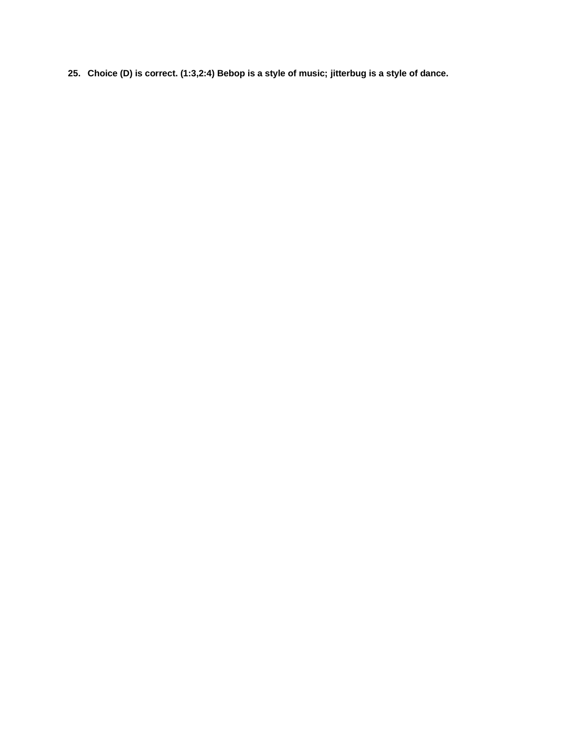**25. Choice (D) is correct. (1:3,2:4) Bebop is a style of music; jitterbug is a style of dance.**